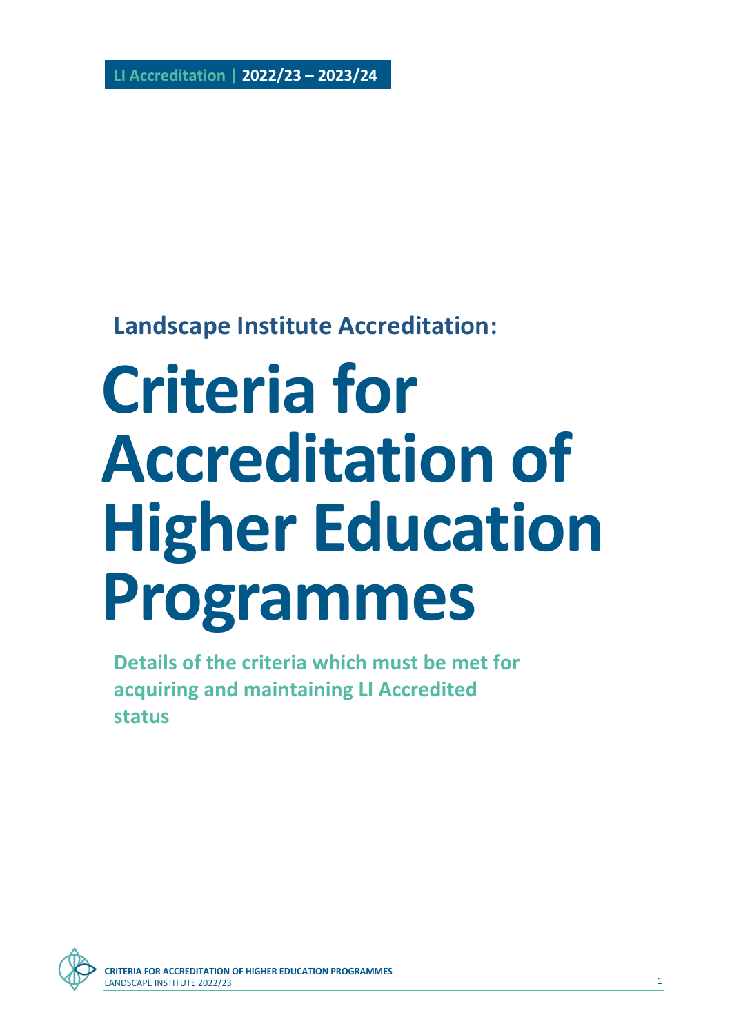**LI Accreditation | 2022/23 – 2023/24**

## Landscape Institute Accreditation:

# Criteria for Accreditation of Higher Education Programmes

**Details of the criteria which must be met for acquiring and maintaining LI Accredited status**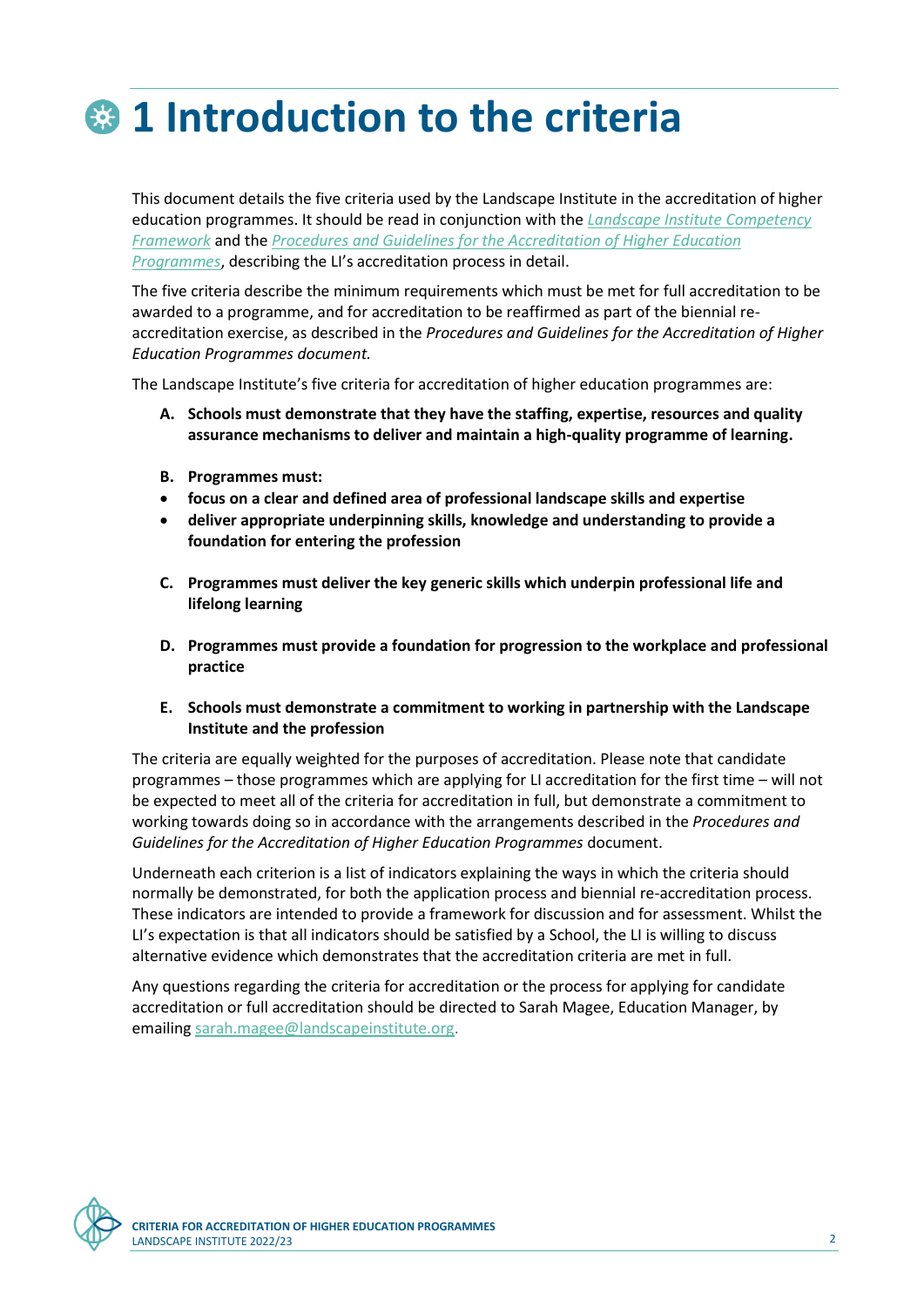# 1 Introduction to the criteria

This document details the five criteria used by the Landscape Institute in the accreditation of higher education programmes. It should be read in conjunction with the *Landscape Institute Competency Framework* and the *Procedures and Guidelines for the Accreditation of Higher Education Programmes*, describing the LI's accreditation process in detail.

The five criteria describe the minimum requirements which must be met for full accreditation to be awarded to a programme, and for accreditation to be reaffirmed as part of the biennial re-accreditation exercise, as described in the *Procedures and Guidelines for the Accreditation of Higher Education Programmes document.*

The Landscape Institute's five criteria for accreditation of higher education programmes are:

A. **Schools must demonstrate that they have the staffing, expertise, resources and quality assurance mechanisms to deliver and maintain a high-quality programme of learning.**

B. **Programmes must:**
- **focus on a clear and defined area of professional landscape skills and expertise**
- **deliver appropriate underpinning skills, knowledge and understanding to provide a foundation for entering the profession**

C. **Programmes must deliver the key generic skills which underpin professional life and lifelong learning**

D. **Programmes must provide a foundation for progression to the workplace and professional practice**

E. **Schools must demonstrate a commitment to working in partnership with the Landscape Institute and the profession**

The criteria are equally weighted for the purposes of accreditation. Please note that candidate programmes – those programmes which are applying for LI accreditation for the first time – will not be expected to meet all of the criteria for accreditation in full, but demonstrate a commitment to working towards doing so in accordance with the arrangements described in the *Procedures and Guidelines for the Accreditation of Higher Education Programmes* document.

Underneath each criterion is a list of indicators explaining the ways in which the criteria should normally be demonstrated, for both the application process and biennial re-accreditation process. These indicators are intended to provide a framework for discussion and for assessment. Whilst the LI's expectation is that all indicators should be satisfied by a School, the LI is willing to discuss alternative evidence which demonstrates that the accreditation criteria are met in full.

Any questions regarding the criteria for accreditation or the process for applying for candidate accreditation or full accreditation should be directed to Sarah Magee, Education Manager, by emailing sarah.magee@landscapeinstitute.org.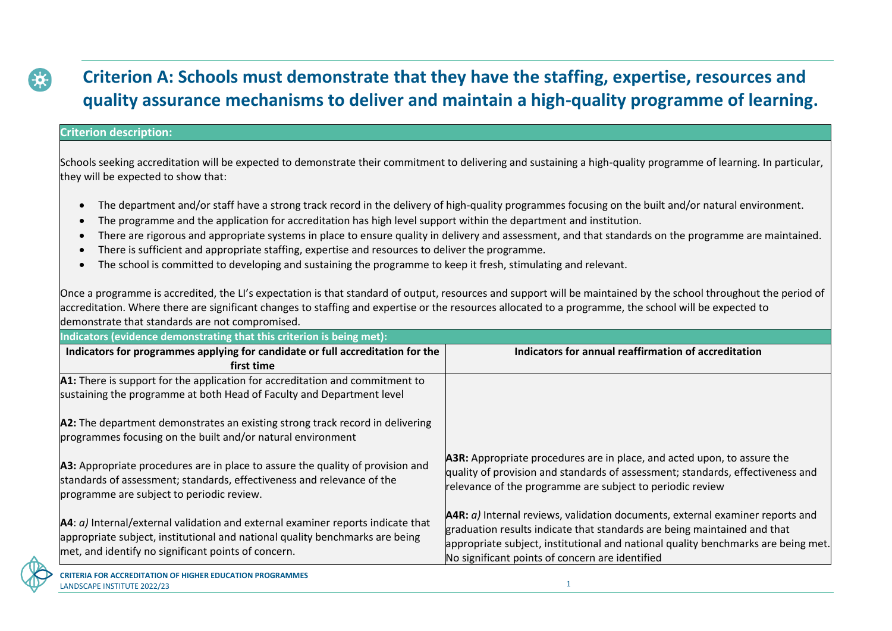## Criterion A: Schools must demonstrate that they have the staffing, expertise, resources and quality assurance mechanisms to deliver and maintain a high-quality programme of learning.

**Criterion description:**

Schools seeking accreditation will be expected to demonstrate their commitment to delivering and sustaining a high-quality programme of learning. In particular, they will be expected to show that:

- The department and/or staff have a strong track record in the delivery of high-quality programmes focusing on the built and/or natural environment.
- The programme and the application for accreditation has high level support within the department and institution.
- There are rigorous and appropriate systems in place to ensure quality in delivery and assessment, and that standards on the programme are maintained.
- There is sufficient and appropriate staffing, expertise and resources to deliver the programme.
- The school is committed to developing and sustaining the programme to keep it fresh, stimulating and relevant.

Once a programme is accredited, the LI's expectation is that standard of output, resources and support will be maintained by the school throughout the period of accreditation. Where there are significant changes to staffing and expertise or the resources allocated to a programme, the school will be expected to demonstrate that standards are not compromised.

**Indicators (evidence demonstrating that this criterion is being met):**

| Indicators for programmes applying for candidate or full accreditation for the first time | Indicators for annual reaffirmation of accreditation |
|---|---|
| **A1:** There is support for the application for accreditation and commitment to sustaining the programme at both Head of Faculty and Department level | |
| **A2:** The department demonstrates an existing strong track record in delivering programmes focusing on the built and/or natural environment | |
| **A3:** Appropriate procedures are in place to assure the quality of provision and standards of assessment; standards, effectiveness and relevance of the programme are subject to periodic review. | **A3R:** Appropriate procedures are in place, and acted upon, to assure the quality of provision and standards of assessment; standards, effectiveness and relevance of the programme are subject to periodic review |
| **A4**: *a)* Internal/external validation and external examiner reports indicate that appropriate subject, institutional and national quality benchmarks are being met, and identify no significant points of concern. | **A4R:** *a)* Internal reviews, validation documents, external examiner reports and graduation results indicate that standards are being maintained and that appropriate subject, institutional and national quality benchmarks are being met. No significant points of concern are identified |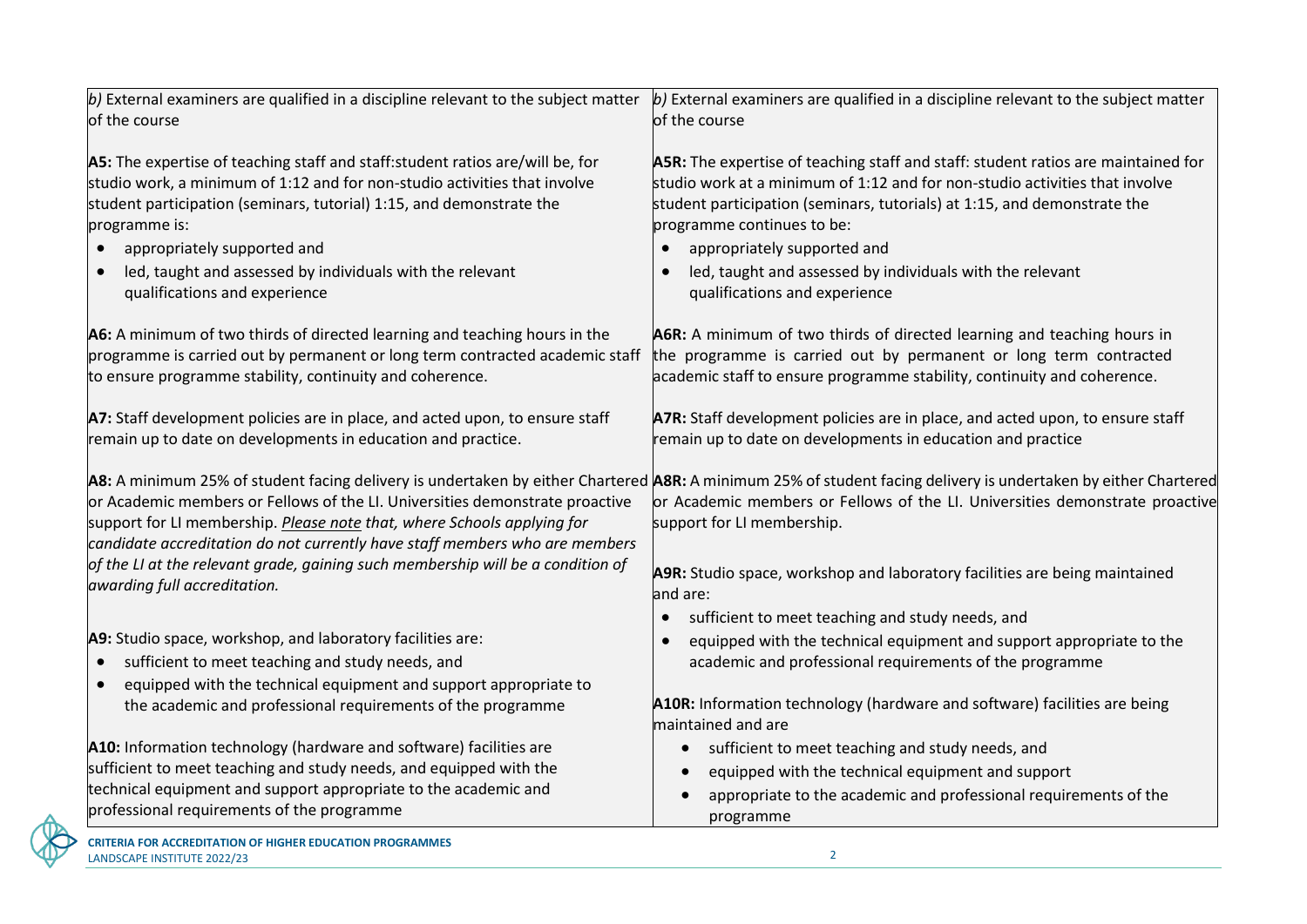| | |
|---|---|
| *b)* External examiners are qualified in a discipline relevant to the subject matter of the course<br><br>**A5:** The expertise of teaching staff and staff:student ratios are/will be, for studio work, a minimum of 1:12 and for non-studio activities that involve student participation (seminars, tutorial) 1:15, and demonstrate the programme is:<br>• appropriately supported and<br>• led, taught and assessed by individuals with the relevant qualifications and experience<br><br>**A6:** A minimum of two thirds of directed learning and teaching hours in the programme is carried out by permanent or long term contracted academic staff to ensure programme stability, continuity and coherence.<br><br>**A7:** Staff development policies are in place, and acted upon, to ensure staff remain up to date on developments in education and practice.<br><br>**A8:** A minimum 25% of student facing delivery is undertaken by either Chartered or Academic members or Fellows of the LI. Universities demonstrate proactive support for LI membership. *Please note that, where Schools applying for candidate accreditation do not currently have staff members who are members of the LI at the relevant grade, gaining such membership will be a condition of awarding full accreditation.*<br><br>**A9:** Studio space, workshop, and laboratory facilities are:<br>• sufficient to meet teaching and study needs, and<br>• equipped with the technical equipment and support appropriate to the academic and professional requirements of the programme<br><br>**A10:** Information technology (hardware and software) facilities are sufficient to meet teaching and study needs, and equipped with the technical equipment and support appropriate to the academic and professional requirements of the programme | *b)* External examiners are qualified in a discipline relevant to the subject matter of the course<br><br>**A5R:** The expertise of teaching staff and staff: student ratios are maintained for studio work at a minimum of 1:12 and for non-studio activities that involve student participation (seminars, tutorials) at 1:15, and demonstrate the programme continues to be:<br>• appropriately supported and<br>• led, taught and assessed by individuals with the relevant qualifications and experience<br><br>**A6R:** A minimum of two thirds of directed learning and teaching hours in the programme is carried out by permanent or long term contracted academic staff to ensure programme stability, continuity and coherence.<br><br>**A7R:** Staff development policies are in place, and acted upon, to ensure staff remain up to date on developments in education and practice<br><br>**A8R:** A minimum 25% of student facing delivery is undertaken by either Chartered or Academic members or Fellows of the LI. Universities demonstrate proactive support for LI membership.<br><br>**A9R:** Studio space, workshop and laboratory facilities are being maintained and are:<br>• sufficient to meet teaching and study needs, and<br>• equipped with the technical equipment and support appropriate to the academic and professional requirements of the programme<br><br>**A10R:** Information technology (hardware and software) facilities are being maintained and are<br>• sufficient to meet teaching and study needs, and<br>• equipped with the technical equipment and support<br>• appropriate to the academic and professional requirements of the programme |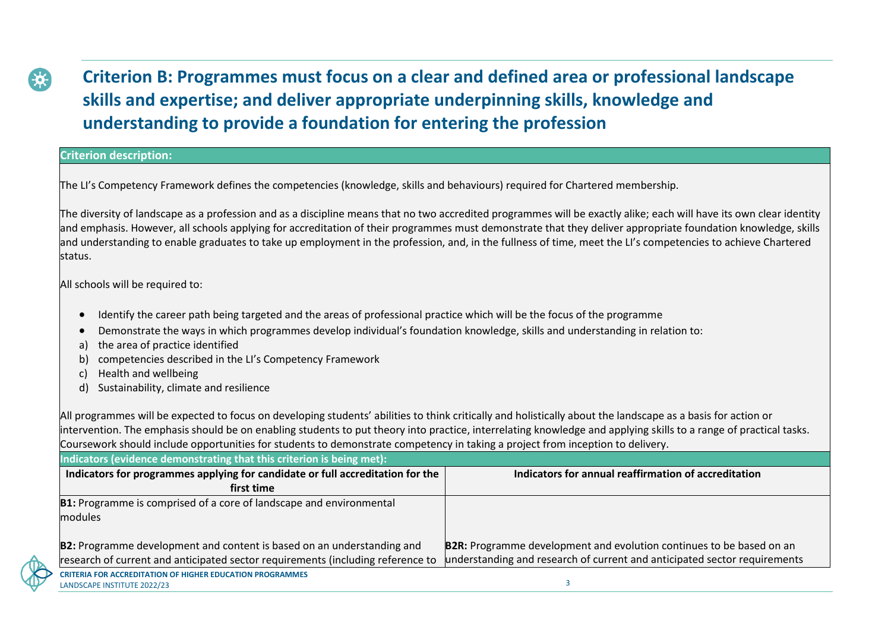## Criterion B: Programmes must focus on a clear and defined area or professional landscape skills and expertise; and deliver appropriate underpinning skills, knowledge and understanding to provide a foundation for entering the profession

**Criterion description:**

The LI's Competency Framework defines the competencies (knowledge, skills and behaviours) required for Chartered membership.

The diversity of landscape as a profession and as a discipline means that no two accredited programmes will be exactly alike; each will have its own clear identity and emphasis. However, all schools applying for accreditation of their programmes must demonstrate that they deliver appropriate foundation knowledge, skills and understanding to enable graduates to take up employment in the profession, and, in the fullness of time, meet the LI's competencies to achieve Chartered status.

All schools will be required to:

- Identify the career path being targeted and the areas of professional practice which will be the focus of the programme
- Demonstrate the ways in which programmes develop individual's foundation knowledge, skills and understanding in relation to:

a) the area of practice identified
b) competencies described in the LI's Competency Framework
c) Health and wellbeing
d) Sustainability, climate and resilience

All programmes will be expected to focus on developing students' abilities to think critically and holistically about the landscape as a basis for action or intervention. The emphasis should be on enabling students to put theory into practice, interrelating knowledge and applying skills to a range of practical tasks. Coursework should include opportunities for students to demonstrate competency in taking a project from inception to delivery.

**Indicators (evidence demonstrating that this criterion is being met):**

| Indicators for programmes applying for candidate or full accreditation for the first time | Indicators for annual reaffirmation of accreditation |
|---|---|
| **B1:** Programme is comprised of a core of landscape and environmental modules | |
| **B2:** Programme development and content is based on an understanding and research of current and anticipated sector requirements (including reference to | **B2R:** Programme development and evolution continues to be based on an understanding and research of current and anticipated sector requirements |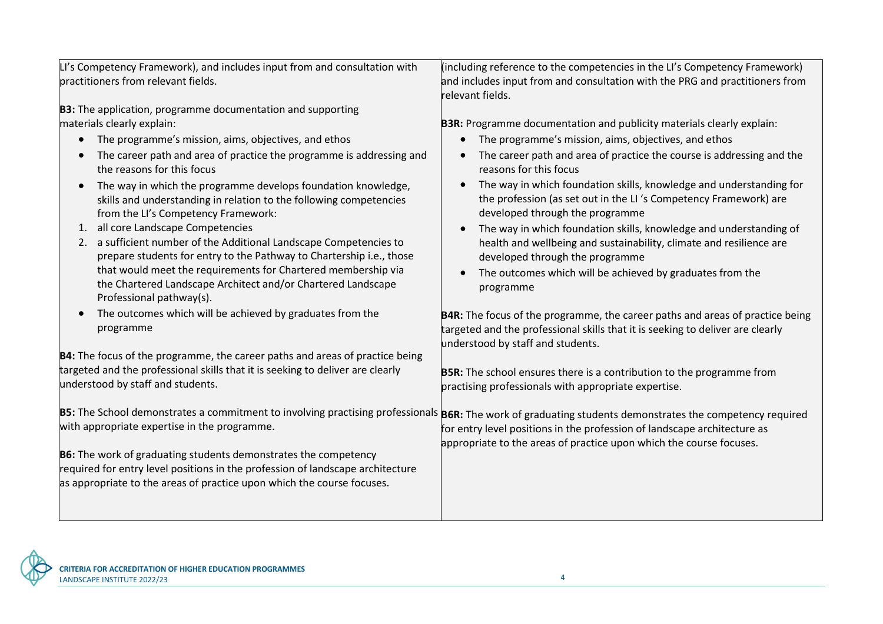| | |
|---|---|
| LI's Competency Framework), and includes input from and consultation with practitioners from relevant fields.<br><br>**B3:** The application, programme documentation and supporting materials clearly explain:<br>• The programme's mission, aims, objectives, and ethos<br>• The career path and area of practice the programme is addressing and the reasons for this focus<br>• The way in which the programme develops foundation knowledge, skills and understanding in relation to the following competencies from the LI's Competency Framework:<br>1. all core Landscape Competencies<br>2. a sufficient number of the Additional Landscape Competencies to prepare students for entry to the Pathway to Chartership i.e., those that would meet the requirements for Chartered membership via the Chartered Landscape Architect and/or Chartered Landscape Professional pathway(s).<br>• The outcomes which will be achieved by graduates from the programme<br><br>**B4:** The focus of the programme, the career paths and areas of practice being targeted and the professional skills that it is seeking to deliver are clearly understood by staff and students.<br><br>**B5:** The School demonstrates a commitment to involving practising professionals with appropriate expertise in the programme.<br><br>**B6:** The work of graduating students demonstrates the competency required for entry level positions in the profession of landscape architecture as appropriate to the areas of practice upon which the course focuses. | (including reference to the competencies in the LI's Competency Framework) and includes input from and consultation with the PRG and practitioners from relevant fields.<br><br>**B3R:** Programme documentation and publicity materials clearly explain:<br>• The programme's mission, aims, objectives, and ethos<br>• The career path and area of practice the course is addressing and the reasons for this focus<br>• The way in which foundation skills, knowledge and understanding for the profession (as set out in the LI 's Competency Framework) are developed through the programme<br>• The way in which foundation skills, knowledge and understanding of health and wellbeing and sustainability, climate and resilience are developed through the programme<br>• The outcomes which will be achieved by graduates from the programme<br><br>**B4R:** The focus of the programme, the career paths and areas of practice being targeted and the professional skills that it is seeking to deliver are clearly understood by staff and students.<br><br>**B5R:** The school ensures there is a contribution to the programme from practising professionals with appropriate expertise.<br><br>**B6R:** The work of graduating students demonstrates the competency required for entry level positions in the profession of landscape architecture as appropriate to the areas of practice upon which the course focuses. |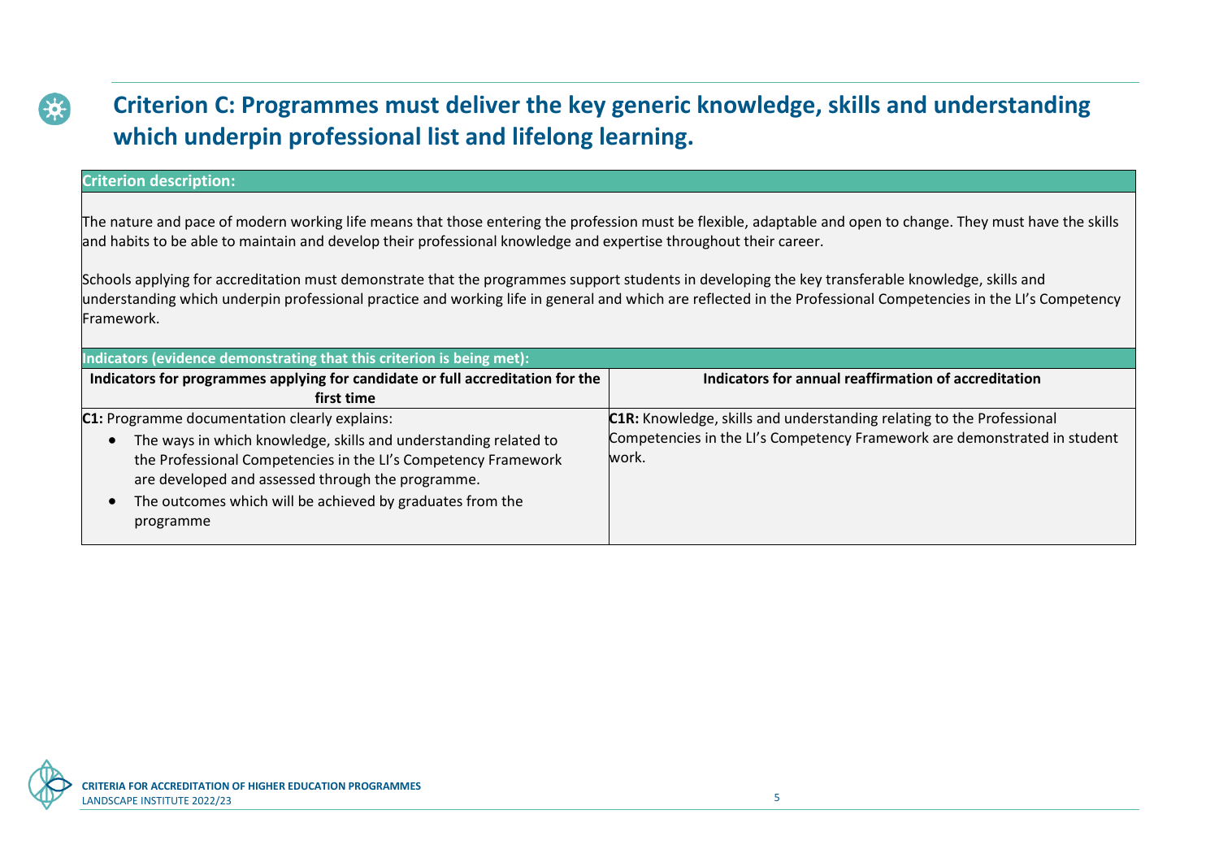## Criterion C: Programmes must deliver the key generic knowledge, skills and understanding which underpin professional list and lifelong learning.

**Criterion description:**

The nature and pace of modern working life means that those entering the profession must be flexible, adaptable and open to change. They must have the skills and habits to be able to maintain and develop their professional knowledge and expertise throughout their career.

Schools applying for accreditation must demonstrate that the programmes support students in developing the key transferable knowledge, skills and understanding which underpin professional practice and working life in general and which are reflected in the Professional Competencies in the LI's Competency Framework.

**Indicators (evidence demonstrating that this criterion is being met):**

| Indicators for programmes applying for candidate or full accreditation for the first time | Indicators for annual reaffirmation of accreditation |
|---|---|
| **C1:** Programme documentation clearly explains:<br>• The ways in which knowledge, skills and understanding related to the Professional Competencies in the LI's Competency Framework are developed and assessed through the programme.<br>• The outcomes which will be achieved by graduates from the programme | **C1R:** Knowledge, skills and understanding relating to the Professional Competencies in the LI's Competency Framework are demonstrated in student work. |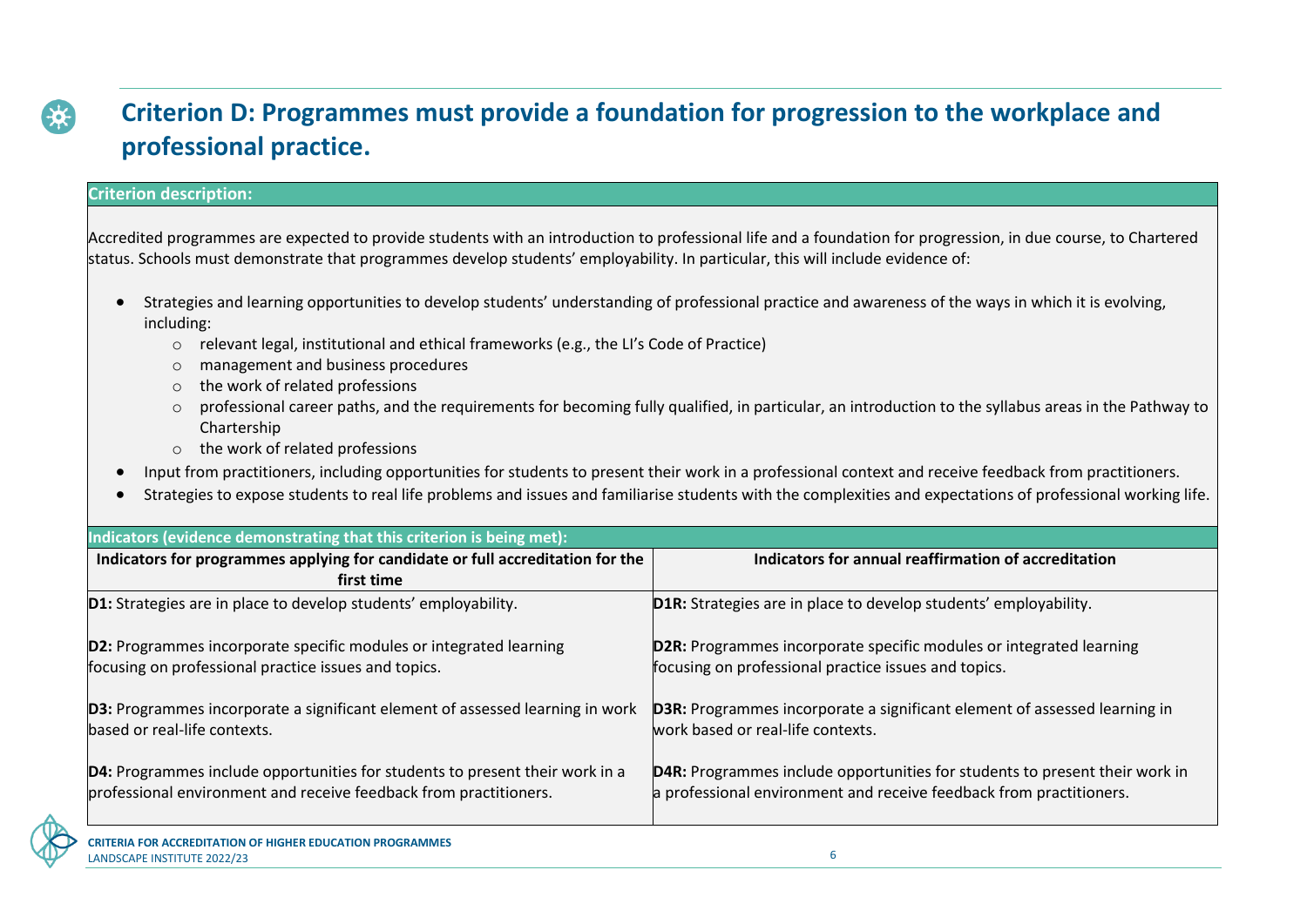## Criterion D: Programmes must provide a foundation for progression to the workplace and professional practice.

**Criterion description:**

Accredited programmes are expected to provide students with an introduction to professional life and a foundation for progression, in due course, to Chartered status. Schools must demonstrate that programmes develop students' employability. In particular, this will include evidence of:

- Strategies and learning opportunities to develop students' understanding of professional practice and awareness of the ways in which it is evolving, including:
  - relevant legal, institutional and ethical frameworks (e.g., the LI's Code of Practice)
  - management and business procedures
  - the work of related professions
  - professional career paths, and the requirements for becoming fully qualified, in particular, an introduction to the syllabus areas in the Pathway to Chartership
  - the work of related professions
- Input from practitioners, including opportunities for students to present their work in a professional context and receive feedback from practitioners.
- Strategies to expose students to real life problems and issues and familiarise students with the complexities and expectations of professional working life.

**Indicators (evidence demonstrating that this criterion is being met):**

| Indicators for programmes applying for candidate or full accreditation for the first time | Indicators for annual reaffirmation of accreditation |
|---|---|
| **D1:** Strategies are in place to develop students' employability. | **D1R:** Strategies are in place to develop students' employability. |
| **D2:** Programmes incorporate specific modules or integrated learning focusing on professional practice issues and topics. | **D2R:** Programmes incorporate specific modules or integrated learning focusing on professional practice issues and topics. |
| **D3:** Programmes incorporate a significant element of assessed learning in work based or real-life contexts. | **D3R:** Programmes incorporate a significant element of assessed learning in work based or real-life contexts. |
| **D4:** Programmes include opportunities for students to present their work in a professional environment and receive feedback from practitioners. | **D4R:** Programmes include opportunities for students to present their work in a professional environment and receive feedback from practitioners. |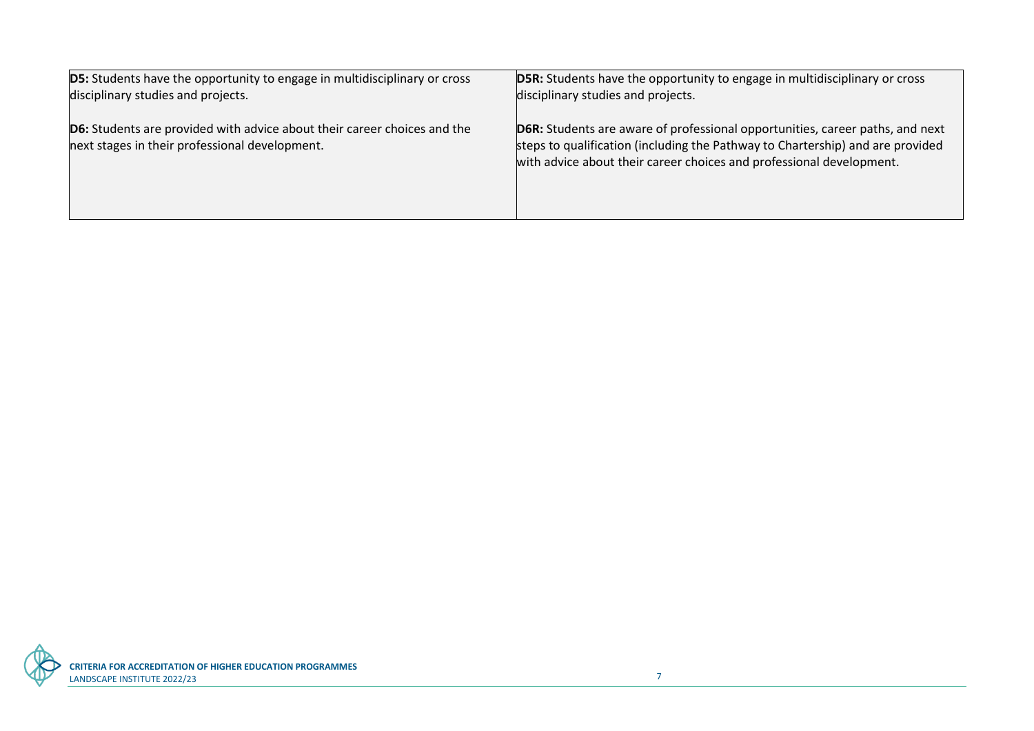| | |
|---|---|
| **D5:** Students have the opportunity to engage in multidisciplinary or cross disciplinary studies and projects.<br><br>**D6:** Students are provided with advice about their career choices and the next stages in their professional development. | **D5R:** Students have the opportunity to engage in multidisciplinary or cross disciplinary studies and projects.<br><br>**D6R:** Students are aware of professional opportunities, career paths, and next steps to qualification (including the Pathway to Chartership) and are provided with advice about their career choices and professional development. |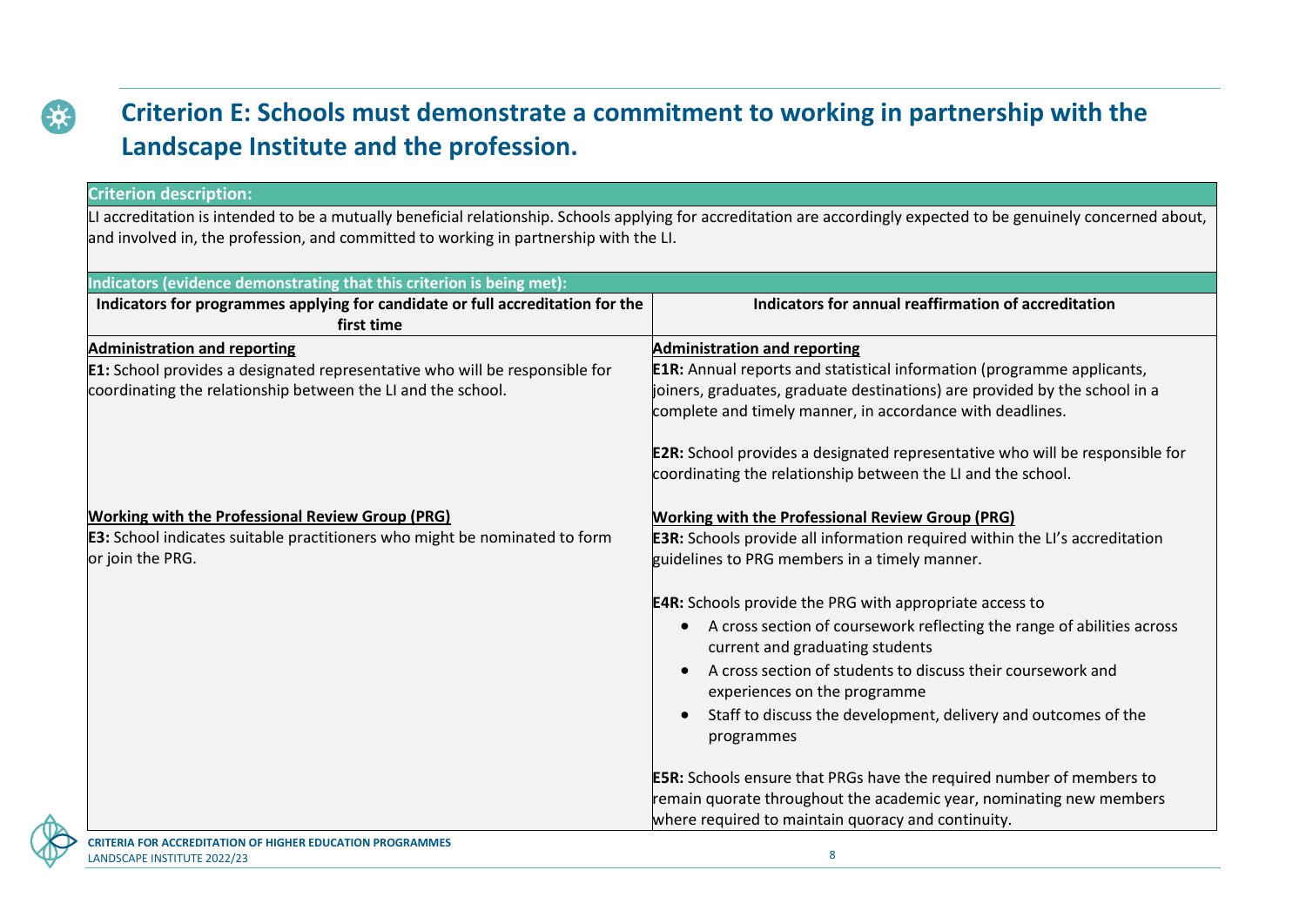## Criterion E: Schools must demonstrate a commitment to working in partnership with the Landscape Institute and the profession.

**Criterion description:**

LI accreditation is intended to be a mutually beneficial relationship. Schools applying for accreditation are accordingly expected to be genuinely concerned about, and involved in, the profession, and committed to working in partnership with the LI.

**Indicators (evidence demonstrating that this criterion is being met):**

| Indicators for programmes applying for candidate or full accreditation for the first time | Indicators for annual reaffirmation of accreditation |
|---|---|
| **Administration and reporting**<br>**E1:** School provides a designated representative who will be responsible for coordinating the relationship between the LI and the school. | **Administration and reporting**<br>**E1R:** Annual reports and statistical information (programme applicants, joiners, graduates, graduate destinations) are provided by the school in a complete and timely manner, in accordance with deadlines.<br><br>**E2R:** School provides a designated representative who will be responsible for coordinating the relationship between the LI and the school. |
| **Working with the Professional Review Group (PRG)**<br>**E3:** School indicates suitable practitioners who might be nominated to form or join the PRG. | **Working with the Professional Review Group (PRG)**<br>**E3R:** Schools provide all information required within the LI's accreditation guidelines to PRG members in a timely manner.<br><br>**E4R:** Schools provide the PRG with appropriate access to<br>• A cross section of coursework reflecting the range of abilities across current and graduating students<br>• A cross section of students to discuss their coursework and experiences on the programme<br>• Staff to discuss the development, delivery and outcomes of the programmes<br><br>**E5R:** Schools ensure that PRGs have the required number of members to remain quorate throughout the academic year, nominating new members where required to maintain quoracy and continuity. |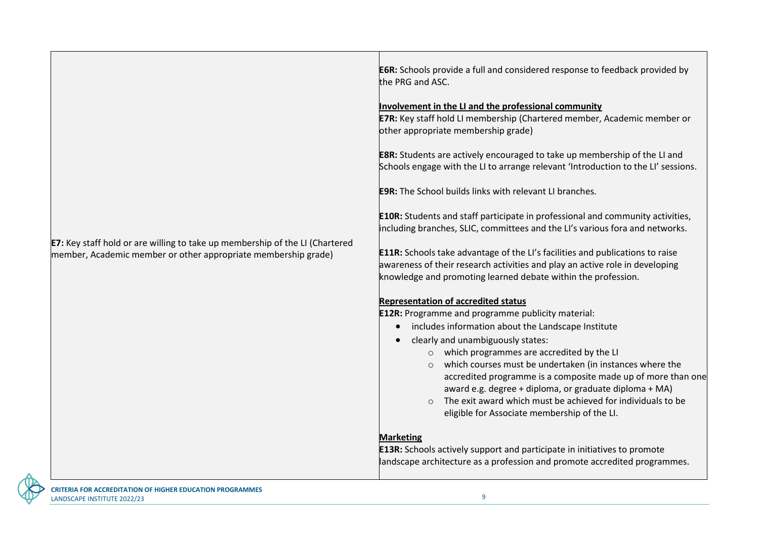| | |
|---|---|
| **E7:** Key staff hold or are willing to take up membership of the LI (Chartered member, Academic member or other appropriate membership grade) | **E6R:** Schools provide a full and considered response to feedback provided by the PRG and ASC.<br><br>**Involvement in the LI and the professional community**<br>**E7R:** Key staff hold LI membership (Chartered member, Academic member or other appropriate membership grade)<br><br>**E8R:** Students are actively encouraged to take up membership of the LI and Schools engage with the LI to arrange relevant 'Introduction to the LI' sessions.<br><br>**E9R:** The School builds links with relevant LI branches.<br><br>**E10R:** Students and staff participate in professional and community activities, including branches, SLIC, committees and the LI's various fora and networks.<br><br>**E11R:** Schools take advantage of the LI's facilities and publications to raise awareness of their research activities and play an active role in developing knowledge and promoting learned debate within the profession.<br><br>**Representation of accredited status**<br>**E12R:** Programme and programme publicity material:<br>• includes information about the Landscape Institute<br>• clearly and unambiguously states:<br>&nbsp;&nbsp;&nbsp;&nbsp;○ which programmes are accredited by the LI<br>&nbsp;&nbsp;&nbsp;&nbsp;○ which courses must be undertaken (in instances where the accredited programme is a composite made up of more than one award e.g. degree + diploma, or graduate diploma + MA)<br>&nbsp;&nbsp;&nbsp;&nbsp;○ The exit award which must be achieved for individuals to be eligible for Associate membership of the LI.<br><br>**Marketing**<br>**E13R:** Schools actively support and participate in initiatives to promote landscape architecture as a profession and promote accredited programmes. |